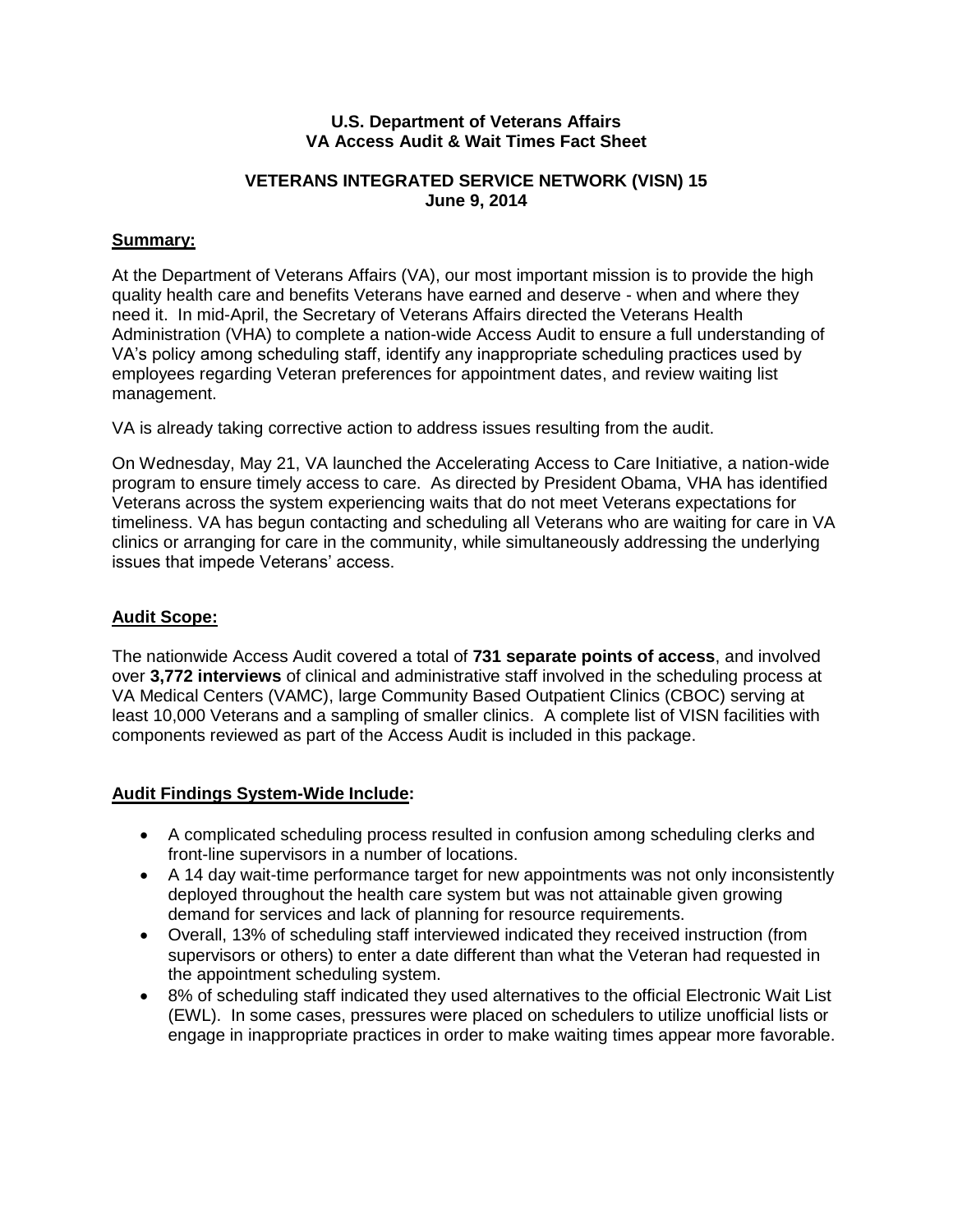**U.S. Department of Veterans Affairs**
**VA Access Audit & Wait Times Fact Sheet**

**VETERANS INTEGRATED SERVICE NETWORK (VISN) 15**
**June 9, 2014**

## Summary:

At the Department of Veterans Affairs (VA), our most important mission is to provide the high quality health care and benefits Veterans have earned and deserve - when and where they need it. In mid-April, the Secretary of Veterans Affairs directed the Veterans Health Administration (VHA) to complete a nation-wide Access Audit to ensure a full understanding of VA's policy among scheduling staff, identify any inappropriate scheduling practices used by employees regarding Veteran preferences for appointment dates, and review waiting list management.

VA is already taking corrective action to address issues resulting from the audit.

On Wednesday, May 21, VA launched the Accelerating Access to Care Initiative, a nation-wide program to ensure timely access to care. As directed by President Obama, VHA has identified Veterans across the system experiencing waits that do not meet Veterans expectations for timeliness. VA has begun contacting and scheduling all Veterans who are waiting for care in VA clinics or arranging for care in the community, while simultaneously addressing the underlying issues that impede Veterans' access.

## Audit Scope:

The nationwide Access Audit covered a total of **731 separate points of access**, and involved over **3,772 interviews** of clinical and administrative staff involved in the scheduling process at VA Medical Centers (VAMC), large Community Based Outpatient Clinics (CBOC) serving at least 10,000 Veterans and a sampling of smaller clinics. A complete list of VISN facilities with components reviewed as part of the Access Audit is included in this package.

## Audit Findings System-Wide Include:

- A complicated scheduling process resulted in confusion among scheduling clerks and front-line supervisors in a number of locations.
- A 14 day wait-time performance target for new appointments was not only inconsistently deployed throughout the health care system but was not attainable given growing demand for services and lack of planning for resource requirements.
- Overall, 13% of scheduling staff interviewed indicated they received instruction (from supervisors or others) to enter a date different than what the Veteran had requested in the appointment scheduling system.
- 8% of scheduling staff indicated they used alternatives to the official Electronic Wait List (EWL). In some cases, pressures were placed on schedulers to utilize unofficial lists or engage in inappropriate practices in order to make waiting times appear more favorable.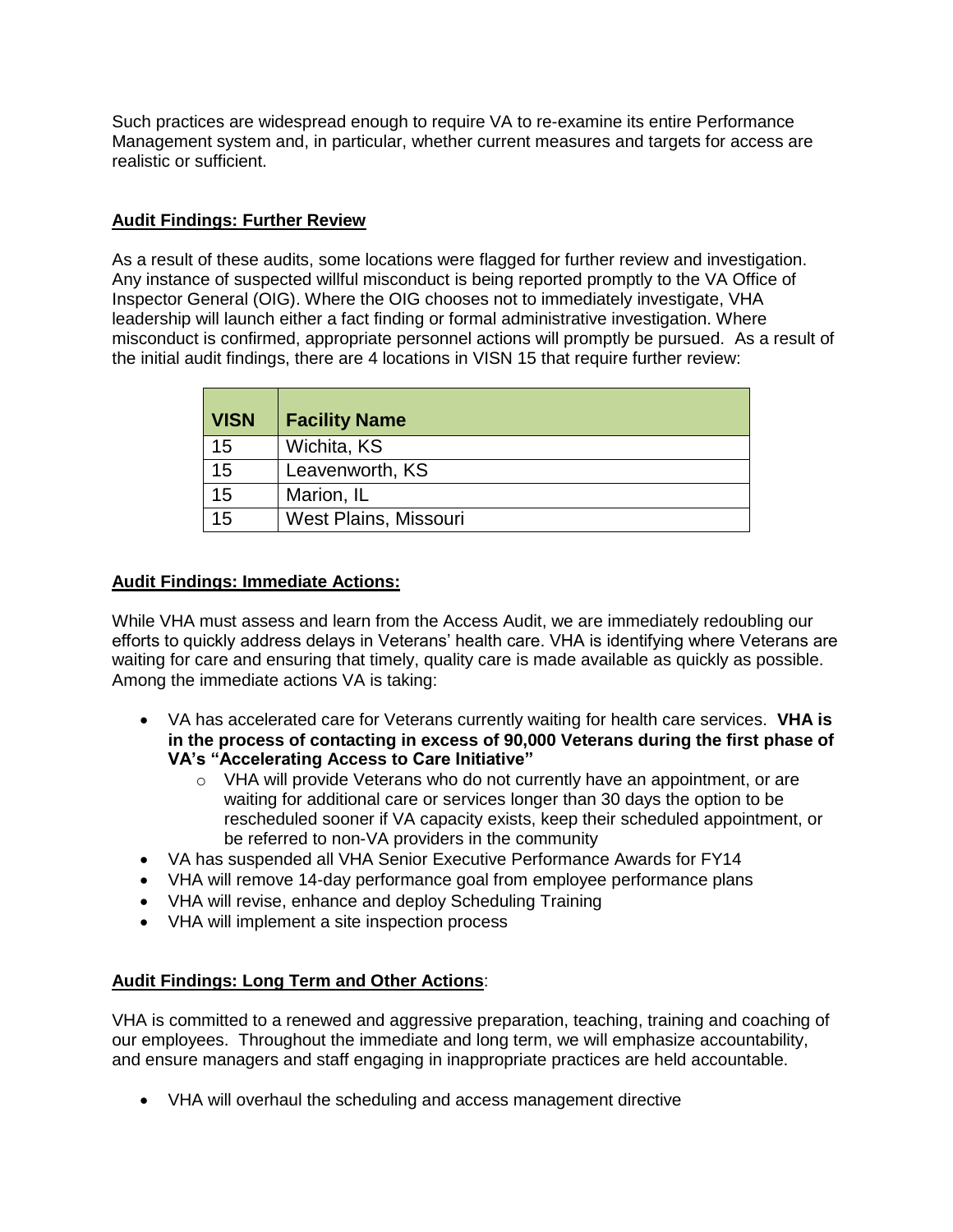Such practices are widespread enough to require VA to re-examine its entire Performance Management system and, in particular, whether current measures and targets for access are realistic or sufficient.

**Audit Findings: Further Review**

As a result of these audits, some locations were flagged for further review and investigation. Any instance of suspected willful misconduct is being reported promptly to the VA Office of Inspector General (OIG). Where the OIG chooses not to immediately investigate, VHA leadership will launch either a fact finding or formal administrative investigation. Where misconduct is confirmed, appropriate personnel actions will promptly be pursued. As a result of the initial audit findings, there are 4 locations in VISN 15 that require further review:

| VISN | Facility Name |
|---|---|
| 15 | Wichita, KS |
| 15 | Leavenworth, KS |
| 15 | Marion, IL |
| 15 | West Plains, Missouri |

**Audit Findings: Immediate Actions:**

While VHA must assess and learn from the Access Audit, we are immediately redoubling our efforts to quickly address delays in Veterans' health care. VHA is identifying where Veterans are waiting for care and ensuring that timely, quality care is made available as quickly as possible. Among the immediate actions VA is taking:

- VA has accelerated care for Veterans currently waiting for health care services. **VHA is in the process of contacting in excess of 90,000 Veterans during the first phase of VA's "Accelerating Access to Care Initiative"**
  - VHA will provide Veterans who do not currently have an appointment, or are waiting for additional care or services longer than 30 days the option to be rescheduled sooner if VA capacity exists, keep their scheduled appointment, or be referred to non-VA providers in the community
- VA has suspended all VHA Senior Executive Performance Awards for FY14
- VHA will remove 14-day performance goal from employee performance plans
- VHA will revise, enhance and deploy Scheduling Training
- VHA will implement a site inspection process

**Audit Findings: Long Term and Other Actions**:

VHA is committed to a renewed and aggressive preparation, teaching, training and coaching of our employees. Throughout the immediate and long term, we will emphasize accountability, and ensure managers and staff engaging in inappropriate practices are held accountable.

- VHA will overhaul the scheduling and access management directive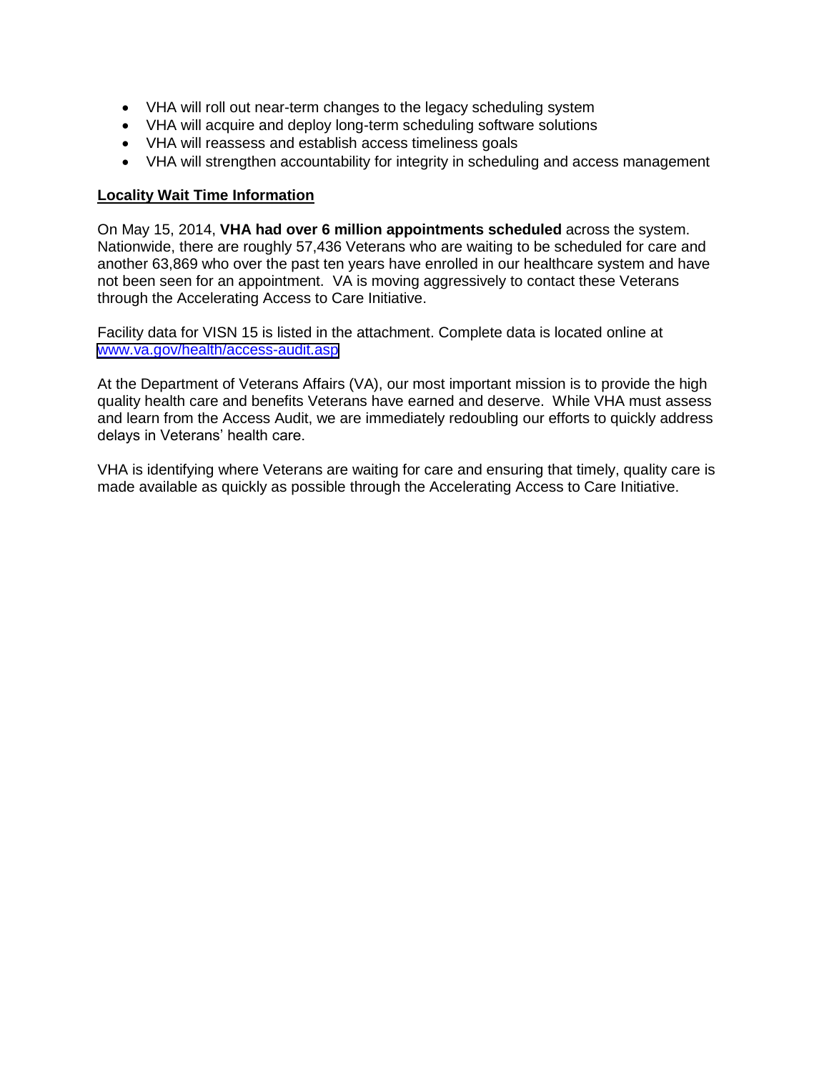- VHA will roll out near-term changes to the legacy scheduling system
- VHA will acquire and deploy long-term scheduling software solutions
- VHA will reassess and establish access timeliness goals
- VHA will strengthen accountability for integrity in scheduling and access management

**Locality Wait Time Information**

On May 15, 2014, **VHA had over 6 million appointments scheduled** across the system. Nationwide, there are roughly 57,436 Veterans who are waiting to be scheduled for care and another 63,869 who over the past ten years have enrolled in our healthcare system and have not been seen for an appointment. VA is moving aggressively to contact these Veterans through the Accelerating Access to Care Initiative.

Facility data for VISN 15 is listed in the attachment. Complete data is located online at www.va.gov/health/access-audit.asp

At the Department of Veterans Affairs (VA), our most important mission is to provide the high quality health care and benefits Veterans have earned and deserve. While VHA must assess and learn from the Access Audit, we are immediately redoubling our efforts to quickly address delays in Veterans' health care.

VHA is identifying where Veterans are waiting for care and ensuring that timely, quality care is made available as quickly as possible through the Accelerating Access to Care Initiative.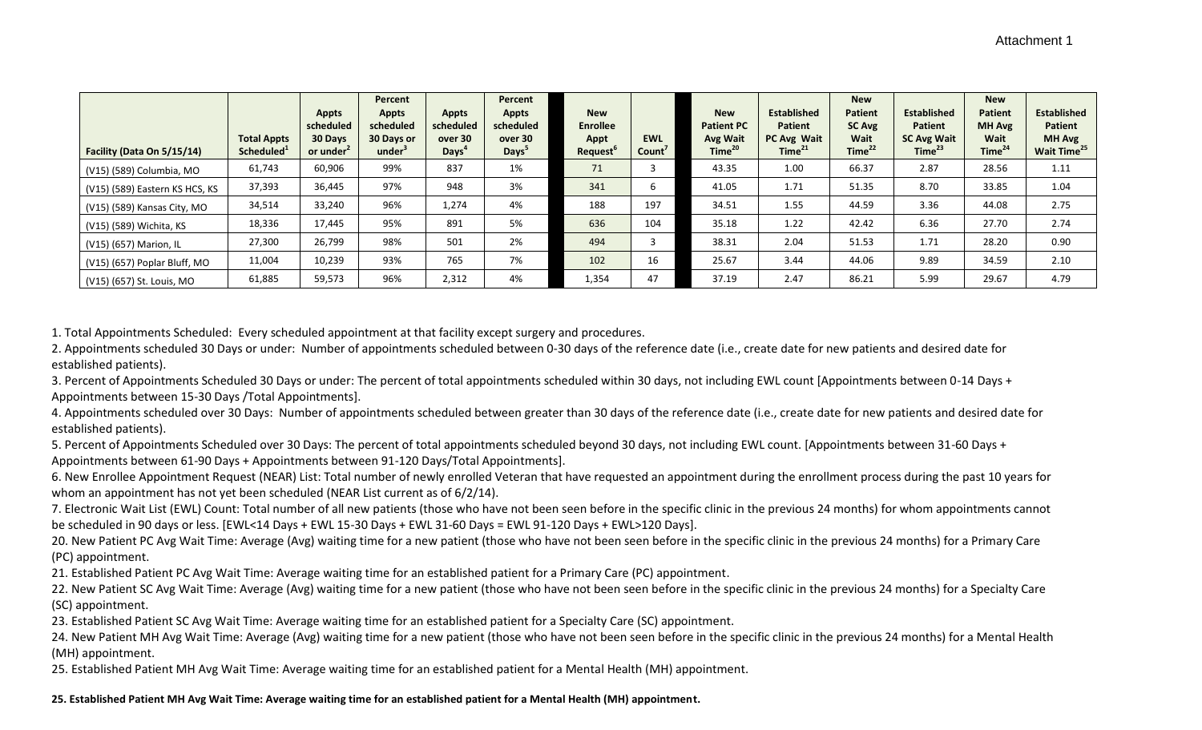Attachment 1

| Facility (Data On 5/15/14) | Total Appts Scheduled[1] | Appts scheduled 30 Days or under[2] | Percent Appts scheduled 30 Days or under[3] | Appts scheduled over 30 Days[4] | Percent Appts scheduled over 30 Days[5] | New Enrollee Appt Request[6] | EWL Count[7] | New Patient PC Avg Wait Time[20] | Established Patient PC Avg Wait Time[21] | New Patient SC Avg Wait Time[22] | Established Patient SC Avg Wait Time[23] | New Patient MH Avg Wait Time[24] | Established Patient MH Avg Wait Time[25] |
|---|---|---|---|---|---|---|---|---|---|---|---|---|---|
| (V15) (589) Columbia, MO | 61,743 | 60,906 | 99% | 837 | 1% | 71 | 3 | 43.35 | 1.00 | 66.37 | 2.87 | 28.56 | 1.11 |
| (V15) (589) Eastern KS HCS, KS | 37,393 | 36,445 | 97% | 948 | 3% | 341 | 6 | 41.05 | 1.71 | 51.35 | 8.70 | 33.85 | 1.04 |
| (V15) (589) Kansas City, MO | 34,514 | 33,240 | 96% | 1,274 | 4% | 188 | 197 | 34.51 | 1.55 | 44.59 | 3.36 | 44.08 | 2.75 |
| (V15) (589) Wichita, KS | 18,336 | 17,445 | 95% | 891 | 5% | 636 | 104 | 35.18 | 1.22 | 42.42 | 6.36 | 27.70 | 2.74 |
| (V15) (657) Marion, IL | 27,300 | 26,799 | 98% | 501 | 2% | 494 | 3 | 38.31 | 2.04 | 51.53 | 1.71 | 28.20 | 0.90 |
| (V15) (657) Poplar Bluff, MO | 11,004 | 10,239 | 93% | 765 | 7% | 102 | 16 | 25.67 | 3.44 | 44.06 | 9.89 | 34.59 | 2.10 |
| (V15) (657) St. Louis, MO | 61,885 | 59,573 | 96% | 2,312 | 4% | 1,354 | 47 | 37.19 | 2.47 | 86.21 | 5.99 | 29.67 | 4.79 |

1. Total Appointments Scheduled: Every scheduled appointment at that facility except surgery and procedures.
2. Appointments scheduled 30 Days or under: Number of appointments scheduled between 0-30 days of the reference date (i.e., create date for new patients and desired date for established patients).
3. Percent of Appointments Scheduled 30 Days or under: The percent of total appointments scheduled within 30 days, not including EWL count [Appointments between 0-14 Days + Appointments between 15-30 Days /Total Appointments].
4. Appointments scheduled over 30 Days: Number of appointments scheduled between greater than 30 days of the reference date (i.e., create date for new patients and desired date for established patients).
5. Percent of Appointments Scheduled over 30 Days: The percent of total appointments scheduled beyond 30 days, not including EWL count. [Appointments between 31-60 Days + Appointments between 61-90 Days + Appointments between 91-120 Days/Total Appointments].
6. New Enrollee Appointment Request (NEAR) List: Total number of newly enrolled Veteran that have requested an appointment during the enrollment process during the past 10 years for whom an appointment has not yet been scheduled (NEAR List current as of 6/2/14).
7. Electronic Wait List (EWL) Count: Total number of all new patients (those who have not been seen before in the specific clinic in the previous 24 months) for whom appointments cannot be scheduled in 90 days or less. [EWL<14 Days + EWL 15-30 Days + EWL 31-60 Days = EWL 91-120 Days + EWL>120 Days].
20. New Patient PC Avg Wait Time: Average (Avg) waiting time for a new patient (those who have not been seen before in the specific clinic in the previous 24 months) for a Primary Care (PC) appointment.
21. Established Patient PC Avg Wait Time: Average waiting time for an established patient for a Primary Care (PC) appointment.
22. New Patient SC Avg Wait Time: Average (Avg) waiting time for a new patient (those who have not been seen before in the specific clinic in the previous 24 months) for a Specialty Care (SC) appointment.
23. Established Patient SC Avg Wait Time: Average waiting time for an established patient for a Specialty Care (SC) appointment.
24. New Patient MH Avg Wait Time: Average (Avg) waiting time for a new patient (those who have not been seen before in the specific clinic in the previous 24 months) for a Mental Health (MH) appointment.
25. Established Patient MH Avg Wait Time: Average waiting time for an established patient for a Mental Health (MH) appointment.

**25. Established Patient MH Avg Wait Time: Average waiting time for an established patient for a Mental Health (MH) appointment.**